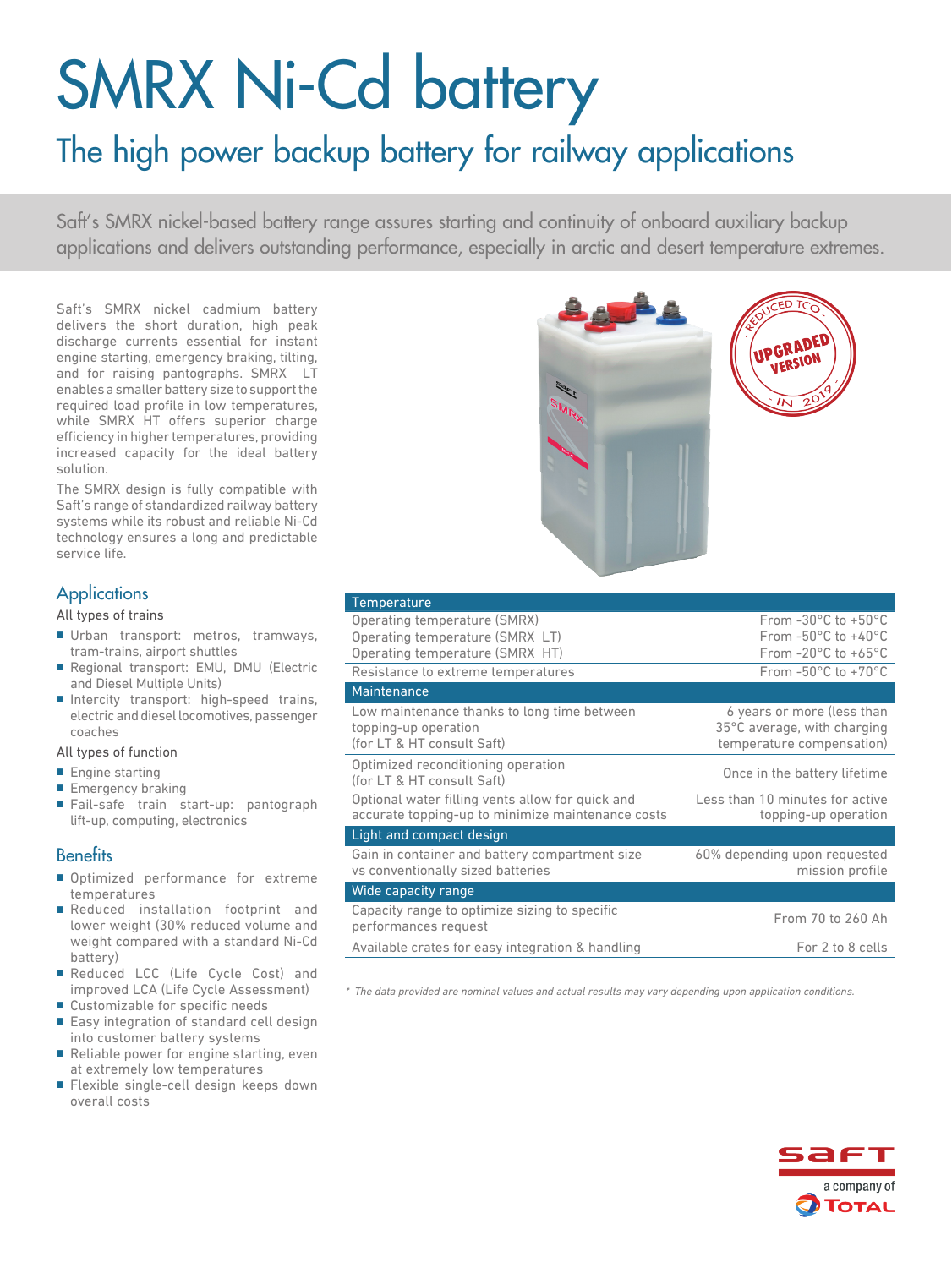# SMRX Ni-Cd battery

## The high power backup battery for railway applications

Saft's SMRX nickel-based battery range assures starting and continuity of onboard auxiliary backup applications and delivers outstanding performance, especially in arctic and desert temperature extremes.

Saft's SMRX nickel cadmium battery delivers the short duration, high peak discharge currents essential for instant engine starting, emergency braking, tilting, and for raising pantographs. SMRX LT enables a smaller battery size to support the required load profile in low temperatures, while SMRX HT offers superior charge efficiency in higher temperatures, providing increased capacity for the ideal battery solution.

The SMRX design is fully compatible with Saft's range of standardized railway battery systems while its robust and reliable Ni-Cd technology ensures a long and predictable service life.

REDUCED TCO - UPGRADED VERSION - IN 2019

### Applications

All types of trains

- Urban transport: metros, tramways, tram-trains, airport shuttles
- Regional transport: EMU, DMU (Electric and Diesel Multiple Units)
- Intercity transport: high-speed trains, electric and diesel locomotives, passenger coaches

All types of function

- Engine starting
- Emergency braking
- Fail-safe train start-up: pantograph lift-up, computing, electronics

### Benefits

- Optimized performance for extreme temperatures
- Reduced installation footprint and lower weight (30% reduced volume and weight compared with a standard Ni-Cd battery)
- Reduced LCC (Life Cycle Cost) and improved LCA (Life Cycle Assessment)
- Customizable for specific needs
- Easy integration of standard cell design into customer battery systems
- Reliable power for engine starting, even at extremely low temperatures
- Flexible single-cell design keeps down overall costs

| Temperature | |
|---|---|
| Operating temperature (SMRX)<br>Operating temperature (SMRX LT)<br>Operating temperature (SMRX HT) | From -30°C to +50°C<br>From -50°C to +40°C<br>From -20°C to +65°C |
| Resistance to extreme temperatures | From -50°C to +70°C |
| **Maintenance** | |
| Low maintenance thanks to long time between topping-up operation (for LT & HT consult Saft) | 6 years or more (less than 35°C average, with charging temperature compensation) |
| Optimized reconditioning operation (for LT & HT consult Saft) | Once in the battery lifetime |
| Optional water filling vents allow for quick and accurate topping-up to minimize maintenance costs | Less than 10 minutes for active topping-up operation |
| **Light and compact design** | |
| Gain in container and battery compartment size vs conventionally sized batteries | 60% depending upon requested mission profile |
| **Wide capacity range** | |
| Capacity range to optimize sizing to specific performances request | From 70 to 260 Ah |
| Available crates for easy integration & handling | For 2 to 8 cells |

*\* The data provided are nominal values and actual results may vary depending upon application conditions.*

saft — a company of TOTAL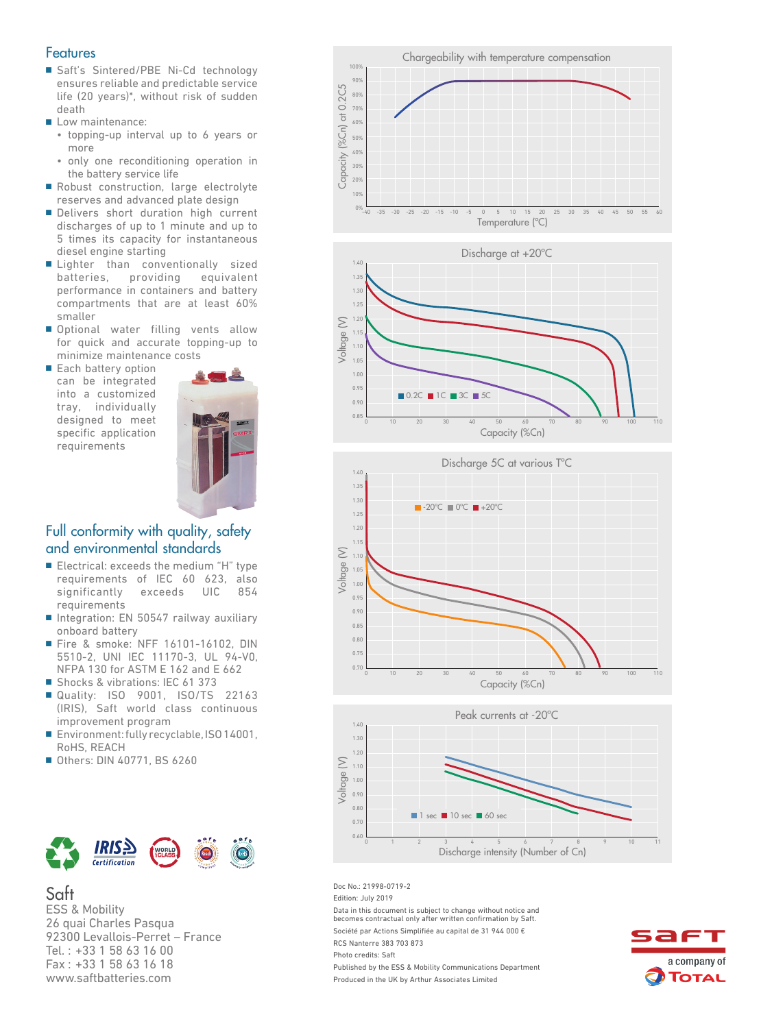## Features

- Saft's Sintered/PBE Ni-Cd technology ensures reliable and predictable service life (20 years)*, without risk of sudden death
- Low maintenance:
  - topping-up interval up to 6 years or more
  - only one reconditioning operation in the battery service life
- Robust construction, large electrolyte reserves and advanced plate design
- Delivers short duration high current discharges of up to 1 minute and up to 5 times its capacity for instantaneous diesel engine starting
- Lighter than conventionally sized batteries, providing equivalent performance in containers and battery compartments that are at least 60% smaller
- Optional water filling vents allow for quick and accurate topping-up to minimize maintenance costs
- Each battery option can be integrated into a customized tray, individually designed to meet specific application requirements

## Full conformity with quality, safety and environmental standards

- Electrical: exceeds the medium "H" type requirements of IEC 60 623, also significantly exceeds UIC 854 requirements
- Integration: EN 50547 railway auxiliary onboard battery
- Fire & smoke: NFF 16101-16102, DIN 5510-2, UNI IEC 11170-3, UL 94-V0, NFPA 130 for ASTM E 162 and E 662
- Shocks & vibrations: IEC 61 373
- Quality: ISO 9001, ISO/TS 22163 (IRIS), Saft world class continuous improvement program
- Environment: fully recyclable, ISO 14001, RoHS, REACH
- Others: DIN 40771, BS 6260

Chargeability with temperature compensation

Capacity (%Cn) at 0.2C5

100%, 90%, 80%, 70%, 60%, 50%, 40%, 30%, 20%, 10%, 0%

-40 -35 -30 -25 -20 -15 -10 -5 0 5 10 15 20 25 30 35 40 45 50 55 60

Temperature (°C)

Discharge at +20°C

Voltage (V)

1.40, 1.35, 1.30, 1.25, 1.20, 1.15, 1.10, 1.05, 1.00, 0.95, 0.90, 0.85

0.2C 1C 3C 5C

0 10 20 30 40 50 60 70 80 90 100 110

Capacity (%Cn)

Discharge 5C at various T°C

Voltage (V)

1.40, 1.35, 1.30, 1.25, 1.20, 1.15, 1.10, 1.05, 1.00, 0.95, 0.90, 0.85, 0.80, 0.75, 0.70

-20°C 0°C +20°C

0 10 20 30 40 50 60 70 80 90 100 110

Capacity (%Cn)

Peak currents at -20°C

Voltage (V)

1.40, 1.30, 1.20, 1.10, 1.00, 0.90, 0.80, 0.70, 0.60

1 sec 10 sec 60 sec

0 1 2 3 4 5 6 7 8 9 10 11

Discharge intensity (Number of Cn)

**Saft**
ESS & Mobility
26 quai Charles Pasqua
92300 Levallois-Perret – France
Tel. : +33 1 58 63 16 00
Fax : +33 1 58 63 16 18
www.saftbatteries.com

Doc No.: 21998-0719-2
Edition: July 2019
Data in this document is subject to change without notice and becomes contractual only after written confirmation by Saft.
Société par Actions Simplifiée au capital de 31 944 000 €
RCS Nanterre 383 703 873
Photo credits: Saft
Published by the ESS & Mobility Communications Department
Produced in the UK by Arthur Associates Limited

saft
a company of TOTAL